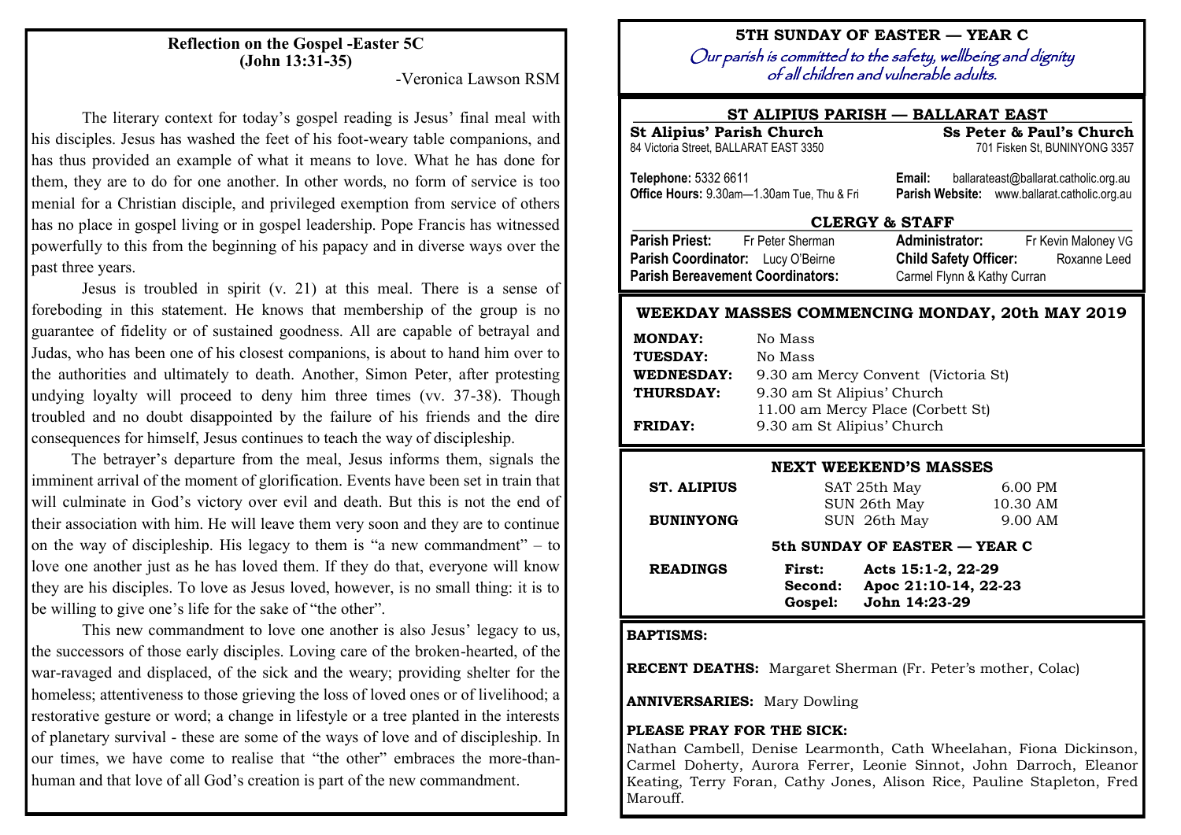## Reflection on the Gospel -Easter 5C (John 13:31-35)

-Veronica Lawson RSM

The literary context for today's gospel reading is Jesus' final meal with his disciples. Jesus has washed the feet of his foot-weary table companions, and has thus provided an example of what it means to love. What he has done for them, they are to do for one another. In other words, no form of service is too menial for a Christian disciple, and privileged exemption from service of others has no place in gospel living or in gospel leadership. Pope Francis has witnessed powerfully to this from the beginning of his papacy and in diverse ways over the past three years.

Jesus is troubled in spirit (v. 21) at this meal. There is a sense of foreboding in this statement. He knows that membership of the group is no guarantee of fidelity or of sustained goodness. All are capable of betrayal and Judas, who has been one of his closest companions, is about to hand him over to the authorities and ultimately to death. Another, Simon Peter, after protesting undying loyalty will proceed to deny him three times (vv. 37-38). Though troubled and no doubt disappointed by the failure of his friends and the dire consequences for himself, Jesus continues to teach the way of discipleship.

The betrayer's departure from the meal, Jesus informs them, signals the imminent arrival of the moment of glorification. Events have been set in train that will culminate in God's victory over evil and death. But this is not the end of their association with him. He will leave them very soon and they are to continue on the way of discipleship. His legacy to them is "a new commandment" – to love one another just as he has loved them. If they do that, everyone will know they are his disciples. To love as Jesus loved, however, is no small thing: it is to be willing to give one's life for the sake of "the other".

This new commandment to love one another is also Jesus' legacy to us, the successors of those early disciples. Loving care of the broken-hearted, of the war-ravaged and displaced, of the sick and the weary; providing shelter for the homeless; attentiveness to those grieving the loss of loved ones or of livelihood; a restorative gesture or word; a change in lifestyle or a tree planted in the interests of planetary survival - these are some of the ways of love and of discipleship. In our times, we have come to realise that "the other" embraces the more-than-human and that love of all God's creation is part of the new commandment.

# 5TH SUNDAY OF EASTER — YEAR C

*Our parish is committed to the safety, wellbeing and dignity of all children and vulnerable adults.*

## ST ALIPIUS PARISH — BALLARAT EAST

**St Alipius' Parish Church**
84 Victoria Street, BALLARAT EAST 3350

**Ss Peter & Paul's Church**
701 Fisken St, BUNINYONG 3357

**Telephone:** 5332 6611
**Office Hours:** 9.30am—1.30am Tue, Thu & Fri

**Email:** ballarateast@ballarat.catholic.org.au
**Parish Website:** www.ballarat.catholic.org.au

## CLERGY & STAFF

**Parish Priest:** Fr Peter Sherman
**Administrator:** Fr Kevin Maloney VG
**Parish Coordinator:** Lucy O'Beirne
**Child Safety Officer:** Roxanne Leed
**Parish Bereavement Coordinators:** Carmel Flynn & Kathy Curran

## WEEKDAY MASSES COMMENCING MONDAY, 20th MAY 2019

| | |
|---|---|
| **MONDAY:** | No Mass |
| **TUESDAY:** | No Mass |
| **WEDNESDAY:** | 9.30 am Mercy Convent (Victoria St) |
| **THURSDAY:** | 9.30 am St Alipius' Church<br>11.00 am Mercy Place (Corbett St) |
| **FRIDAY:** | 9.30 am St Alipius' Church |

## NEXT WEEKEND'S MASSES

| | | |
|---|---|---|
| **ST. ALIPIUS** | SAT 25th May | 6.00 PM |
| | SUN 26th May | 10.30 AM |
| **BUNINYONG** | SUN 26th May | 9.00 AM |

### 5th SUNDAY OF EASTER — YEAR C

| | | |
|---|---|---|
| **READINGS** | **First:** | **Acts 15:1-2, 22-29** |
| | **Second:** | **Apoc 21:10-14, 22-23** |
| | **Gospel:** | **John 14:23-29** |

**BAPTISMS:**

**RECENT DEATHS:** Margaret Sherman (Fr. Peter's mother, Colac)

**ANNIVERSARIES:** Mary Dowling

**PLEASE PRAY FOR THE SICK:**
Nathan Cambell, Denise Learmonth, Cath Wheelahan, Fiona Dickinson, Carmel Doherty, Aurora Ferrer, Leonie Sinnot, John Darroch, Eleanor Keating, Terry Foran, Cathy Jones, Alison Rice, Pauline Stapleton, Fred Marouff.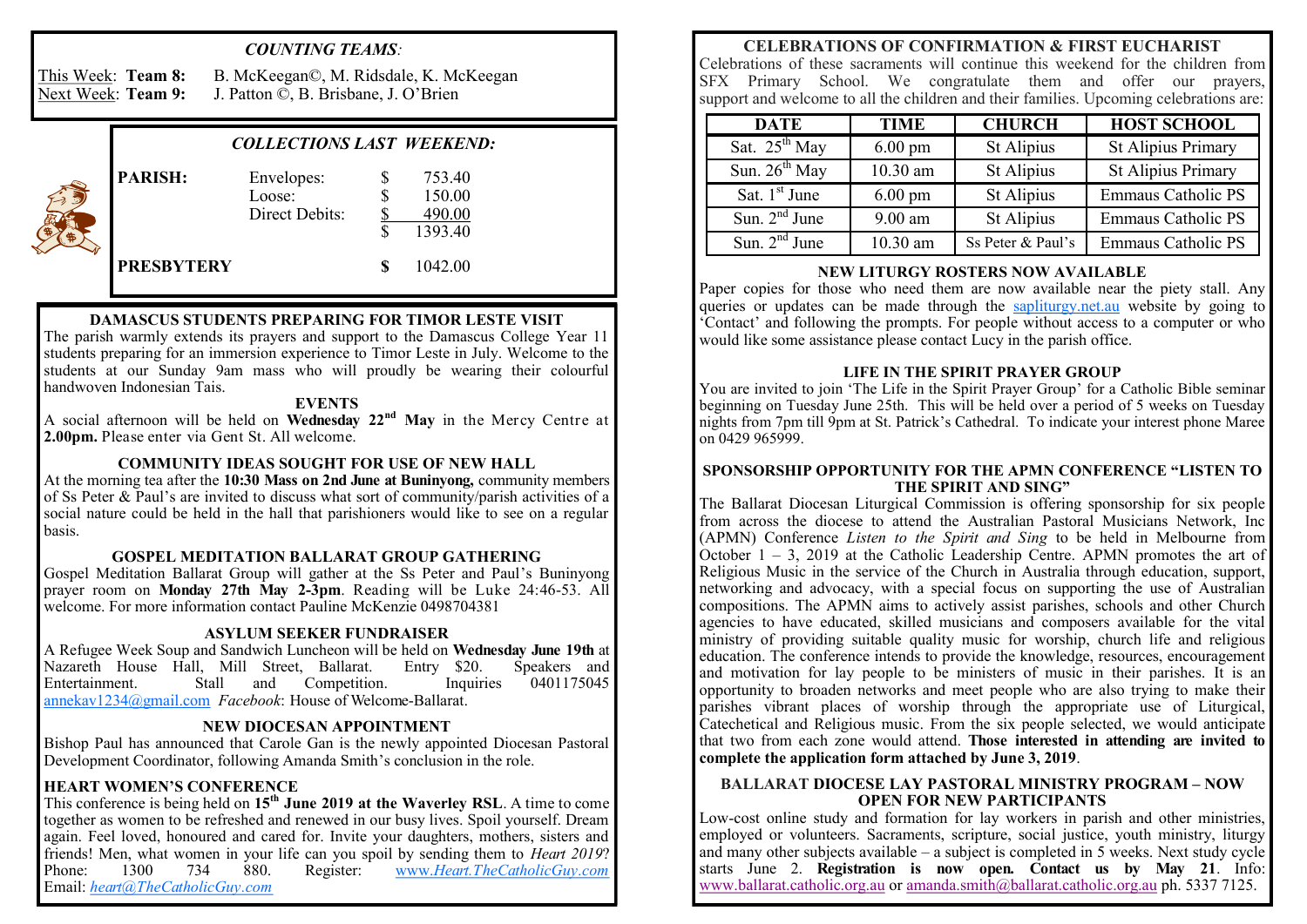## *COUNTING TEAMS:*

This Week: **Team 8:** B. McKeegan©, M. Ridsdale, K. McKeegan
Next Week: **Team 9:** J. Patton ©, B. Brisbane, J. O'Brien

## *COLLECTIONS LAST WEEKEND:*

| | | | |
|---|---|---|---|
| **PARISH:** | Envelopes: | $ | 753.40 |
| | Loose: | $ | 150.00 |
| | Direct Debits: | $ | 490.00 |
| | | $ | 1393.40 |
| **PRESBYTERY** | | **$** | 1042.00 |

### DAMASCUS STUDENTS PREPARING FOR TIMOR LESTE VISIT

The parish warmly extends its prayers and support to the Damascus College Year 11 students preparing for an immersion experience to Timor Leste in July. Welcome to the students at our Sunday 9am mass who will proudly be wearing their colourful handwoven Indonesian Tais.

### EVENTS

A social afternoon will be held on **Wednesday 22nd May** in the Mercy Centre at **2.00pm.** Please enter via Gent St. All welcome.

### COMMUNITY IDEAS SOUGHT FOR USE OF NEW HALL

At the morning tea after the **10:30 Mass on 2nd June at Buninyong,** community members of Ss Peter & Paul's are invited to discuss what sort of community/parish activities of a social nature could be held in the hall that parishioners would like to see on a regular basis.

### GOSPEL MEDITATION BALLARAT GROUP GATHERING

Gospel Meditation Ballarat Group will gather at the Ss Peter and Paul's Buninyong prayer room on **Monday 27th May 2-3pm**. Reading will be Luke 24:46-53. All welcome. For more information contact Pauline McKenzie 0498704381

### ASYLUM SEEKER FUNDRAISER

A Refugee Week Soup and Sandwich Luncheon will be held on **Wednesday June 19th** at Nazareth House Hall, Mill Street, Ballarat. Entry $20. Speakers and Entertainment. Stall and Competition. Inquiries 0401175045 annekav1234@gmail.com *Facebook*: House of Welcome-Ballarat.

### NEW DIOCESAN APPOINTMENT

Bishop Paul has announced that Carole Gan is the newly appointed Diocesan Pastoral Development Coordinator, following Amanda Smith's conclusion in the role.

### HEART WOMEN'S CONFERENCE

This conference is being held on **15th June 2019 at the Waverley RSL**. A time to come together as women to be refreshed and renewed in our busy lives. Spoil yourself. Dream again. Feel loved, honoured and cared for. Invite your daughters, mothers, sisters and friends! Men, what women in your life can you spoil by sending them to *Heart 2019*? Phone: 1300 734 880. Register: *www.Heart.TheCatholicGuy.com* Email: *heart@TheCatholicGuy.com*

### CELEBRATIONS OF CONFIRMATION & FIRST EUCHARIST

Celebrations of these sacraments will continue this weekend for the children from SFX Primary School. We congratulate them and offer our prayers, support and welcome to all the children and their families. Upcoming celebrations are:

| DATE | TIME | CHURCH | HOST SCHOOL |
|---|---|---|---|
| Sat. 25th May | 6.00 pm | St Alipius | St Alipius Primary |
| Sun. 26th May | 10.30 am | St Alipius | St Alipius Primary |
| Sat. 1st June | 6.00 pm | St Alipius | Emmaus Catholic PS |
| Sun. 2nd June | 9.00 am | St Alipius | Emmaus Catholic PS |
| Sun. 2nd June | 10.30 am | Ss Peter & Paul's | Emmaus Catholic PS |

### NEW LITURGY ROSTERS NOW AVAILABLE

Paper copies for those who need them are now available near the piety stall. Any queries or updates can be made through the sapliturgy.net.au website by going to 'Contact' and following the prompts. For people without access to a computer or who would like some assistance please contact Lucy in the parish office.

### LIFE IN THE SPIRIT PRAYER GROUP

You are invited to join 'The Life in the Spirit Prayer Group' for a Catholic Bible seminar beginning on Tuesday June 25th. This will be held over a period of 5 weeks on Tuesday nights from 7pm till 9pm at St. Patrick's Cathedral. To indicate your interest phone Maree on 0429 965999.

### SPONSORSHIP OPPORTUNITY FOR THE APMN CONFERENCE "LISTEN TO THE SPIRIT AND SING"

The Ballarat Diocesan Liturgical Commission is offering sponsorship for six people from across the diocese to attend the Australian Pastoral Musicians Network, Inc (APMN) Conference *Listen to the Spirit and Sing* to be held in Melbourne from October 1 – 3, 2019 at the Catholic Leadership Centre. APMN promotes the art of Religious Music in the service of the Church in Australia through education, support, networking and advocacy, with a special focus on supporting the use of Australian compositions. The APMN aims to actively assist parishes, schools and other Church agencies to have educated, skilled musicians and composers available for the vital ministry of providing suitable quality music for worship, church life and religious education. The conference intends to provide the knowledge, resources, encouragement and motivation for lay people to be ministers of music in their parishes. It is an opportunity to broaden networks and meet people who are also trying to make their parishes vibrant places of worship through the appropriate use of Liturgical, Catechetical and Religious music. From the six people selected, we would anticipate that two from each zone would attend. **Those interested in attending are invited to complete the application form attached by June 3, 2019**.

### BALLARAT DIOCESE LAY PASTORAL MINISTRY PROGRAM – NOW OPEN FOR NEW PARTICIPANTS

Low-cost online study and formation for lay workers in parish and other ministries, employed or volunteers. Sacraments, scripture, social justice, youth ministry, liturgy and many other subjects available – a subject is completed in 5 weeks. Next study cycle starts June 2. **Registration is now open. Contact us by May 21**. Info: www.ballarat.catholic.org.au or amanda.smith@ballarat.catholic.org.au ph. 5337 7125.